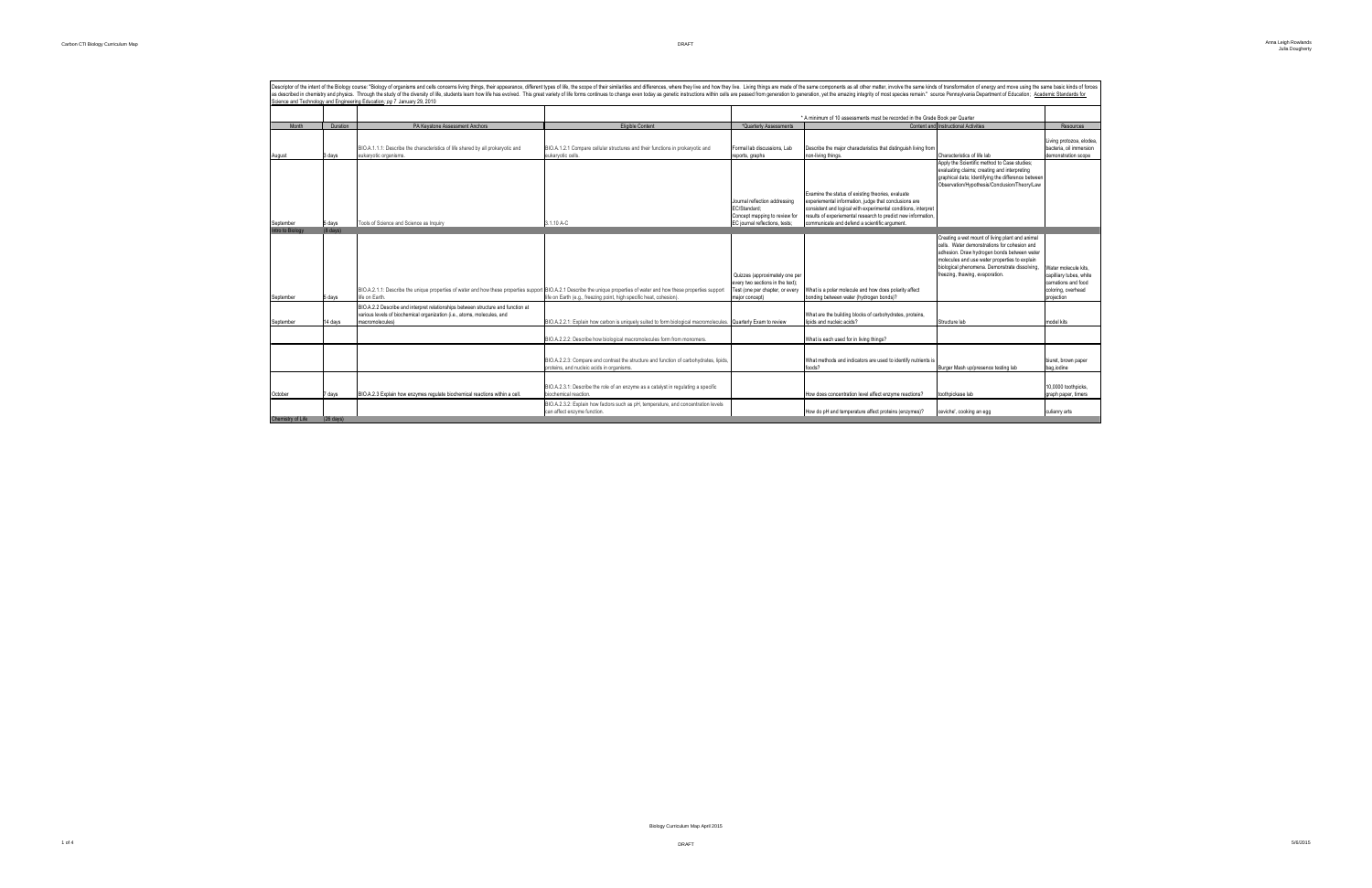Descriptor of the intent of the Biology course: "Biology of organisms and cells concerns living things, their appearance, different types of life, the scope of their similarities and differences, where they live and how they live. Living things are made of the same components as all other matter, involve the same kinds of transformation of energy and move using the same basic kinds of forces as described in chemistry and physics. Through the study of the diversity of life, students learn how life has evolved. This great variety of life forms continues to change even today as genetic instructions within cells are passed from generation to generation, yet the amazing integrity of most species remain." source Pennsylvania Department of Education; Academic Standards for Science and Technology and Engineering Education; pg 7 January 29, 2010

| Month | Duration | PA Keystone Assessment Anchors | Eligible Content | *Quarterly Assessments | * A minimum of 10 assessments must be recorded in the Grade Book per Quarter Content and Instructional Activities | | Resources |
|---|---|---|---|---|---|---|---|
| August | 3 days | BIO.A.1.1.1: Describe the characteristics of life shared by all prokaryotic and eukaryotic organisms. | BIO.A.1.2.1 Compare cellular structures and their functions in prokaryotic and eukaryotic cells. | Formal lab discussions, Lab reports, graphs | Describe the major characteristics that distinguish living from non-living things. | Characteristics of life lab | Living protozoa, elodea, bacteria, oil immersion demonstration scope |
| September | 5 days | Tools of Science and Science as Inquiry | 3.1.10 A-C | Journal reflection addressing EC/Standard; Concept mapping to review for EC journal reflections, tests; | Examine the status of existing theories, evaluate experimental information, judge that conclusions are consistent and logical with experimental conditions, interpret results of experimental research to predict new information, communicate and defend a scientific argument. | Apply the Scientific method to Case studies; evaluating claims; creating and interpreting graphical data; Identifying the difference between Observation/Hypothesis/Conclusion/Theory/Law | |
| Intro to Biology | (8 days) | | | | | | |
| September | 5 days | BIO.A.2.1.1: Describe the unique properties of water and how these properties support life on Earth. | BIO.A.2.1 Describe the unique properties of water and how these properties support life on Earth (e.g., freezing point, high specific heat, cohesion). | Quizzes (approximately one per every two sections in the text); Test (one per chapter, or every major concept) | What is a polar molecule and how does polarity affect bonding between water (hydrogen bonds)? | Creating a wet mount of living plant and animal cells. Water demonstrations for cohesion and adhesion. Draw hydrogen bonds between water molecules and use water properties to explain biological phenomena. Demonstrate dissolving, freezing, thawing, evaporation. | Water molecule kits, capillary tubes, white carnations and food coloring, overhead projection |
| September | 14 days | BIO.A.2.2 Describe and interpret relationships between structure and function at various levels of biochemical organization (i.e., atoms, molecules, and macromolecules) | BIO.A.2.2.1: Explain how carbon is uniquely suited to form biological macromolecules. | Quarterly Exam to review | What are the building blocks of carbohydrates, proteins, lipids and nucleic acids? | Structure lab | model kits |
| | | | BIO.A.2.2.2: Describe how biological macromolecules form from monomers. | | What is each used for in living things? | | |
| | | | BIO.A.2.2.3: Compare and contrast the structure and function of carbohydrates, lipids, proteins, and nucleic acids in organisms. | | What methods and indicators are used to identify nutrients is foods? | Burger Mash up/presence testing lab | biuret, brown paper bag,iodine |
| October | 7 days | BIO.A.2.3 Explain how enzymes regulate biochemical reactions within a cell. | BIO.A.2.3.1: Describe the role of an enzyme as a catalyst in regulating a specific biochemical reaction. | | How does concentration level affect enzyme reactions? | toothpickase lab | 10,0000 toothpicks, graph paper, timers |
| | | | BIO.A.2.3.2: Explain how factors such as pH, temperature, and concentration levels can affect enzyme function. | | How do pH and temperature affect proteins (enzymes)? | ceviche', cooking an egg | culianry arts |
| Chemistry of Life | (26 days) | | | | | | |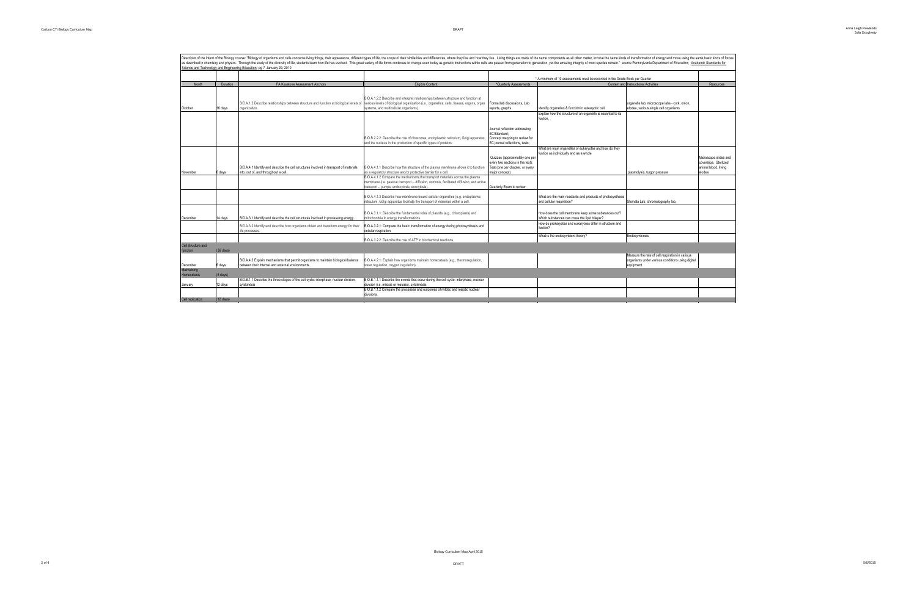Descriptor of the intent of the Biology course: "Biology of organisms and cells concerns living things, their appearance, different types of life, the scope of their similarities and differences, where they live and how they live. Living things are made of the same components as all other matter, involve the same kinds of transformation of energy and move using the same basic kinds of forces as described in chemistry and physics. Through the study of the diversity of life, students learn how life has evolved. This great variety of life forms continues to change even today as genetic instructions within cells are passed from generation to generation, yet the amazing integrity of most species remain." source Pennsylvania Department of Education; Academic Standards for Science and Technology and Engineering Education; pg 7 January 29, 2010

| Month | Duration | PA Keystone Assessment Anchors | Eligible Content | *Quarterly Assessments | Content and Instructional Activities | | Resources |
|---|---|---|---|---|---|---|---|
| | | | | * A minimum of 10 assessments must be recorded in the Grade Book per Quarter | | | |
| October | 16 days | BIO.A.1.2 Describe relationships between structure and function at biological levels of organization. | BIO.A.1.2.2 Describe and interpret relationships between structure and function at various levels of biological organization (i.e., organelles, cells, tissues, organs, organ systems, and multicellular organisms). | Formal lab discussions, Lab reports, graphs | Identify organelles & functioni n eukaryotic cell | organelle lab; microscope labs - cork, onion, elodea, various single cell organisms | |
| | | | | | Explain how the structure of an organelle is essential to its funtion. | | |
| | | | BIO.B.2.2.2: Describe the role of ribosomes, endoplasmic reticulum, Golgi apparatus, and the nucleus in the production of specific types of proteins. | Journal reflection addressing EC/Standard; Concept mapping to review for EC journal reflections, tests; | | | |
| November | 6 days | BIO.A.4.1 Identify and describe the cell structures involved in transport of materials into, out of, and throughout a cell. | BIO.A.4.1.1 Describe how the structure of the plasma membrane allows it to function as a regulatory structure and/or protective barrier for a cell. | Quizzes (approximately one per every two sections in the text); Test (one per chapter, or every major concept) | What are main organelles of eukaryotes and how do they funtion as individually and as a whole | plasmolysis, turgor pressure | Microscope slides and coverslips. Sterilized animal blood, living elodea |
| | | | BIO.A.4.1.2 Compare the mechanisms that transport materials across the plasma membrane (i.e. passive transport -- diffusion, osmosis, facilitated diffusion; and active transport -- pumps, endocytosis, exocytosis). | Quarterly Exam to review | | | |
| | | | BIO.A.4.1.3 Describe how membrane-bound cellular organelles (e.g. endoplasmic reticulum, Golgi apparatus facilitate the transport of materials within a cell. | | What are the main reactants and products of photosynthesis and cellular respiration? | Stomata Lab, chromatography lab, | |
| December | 14 days | BIO.A.3.1 Identify and describe the cell structures involved in processing energy. | BIO.A.3.1.1: Describe the fundamental roles of plastids (e.g., chloroplasts) and mitochondria in energy transformations. | | How does the cell membrane keep some substances out? Which substances can cross the lipid bilayer? | | |
| | | BIO.A.3.2 Identify and describe how organisms obtain and transform energy for their life processes. | BIO.A.3.2.1: Compare the basic transformation of energy during photosynthesis and cellular respiration. | | How do prokaryotes and eukaryotes differ in structure and funtion? | | |
| | | | BIO.A.3.2.2: Describe the role of ATP in biochemical reactions. | | What is the endosymbiont theory? | Endosymbiosis | |
| Cell structure and function | (36 days) | | | | | | |
| December | 6 days | BIO.A.4.2 Explain mechanisms that permit organisms to maintain biological balance between their internal and external environments. | BIO.A.4.2.1: Explain how organisms maintain homeostasis (e.g., thermoregulation, water regulation, oxygen regulation). | | | Measure the role of cell respiration in various organisms under various conditions using digital equipment. | |
| Maintaining Homeostasis | (6 days) | | | | | | |
| January | 12 days | BIO.B.1.1 Describe the three stages of the cell cycle: interphase, nuclear division, cytokinesis | BIO.B.1.1.1 Describe the events that occur during the cell cycle: interphase, nuclear division (i.e. mitosis or meiosis), cytokinesis | | | | |
| | | | BIO.B.1.1.2 Compare the processes and outcomes of mitotic and meiotic nuclear divisions. | | | | |
| Cell replication | (12 days) | | | | | | |

Biology Curriculum Map April 2015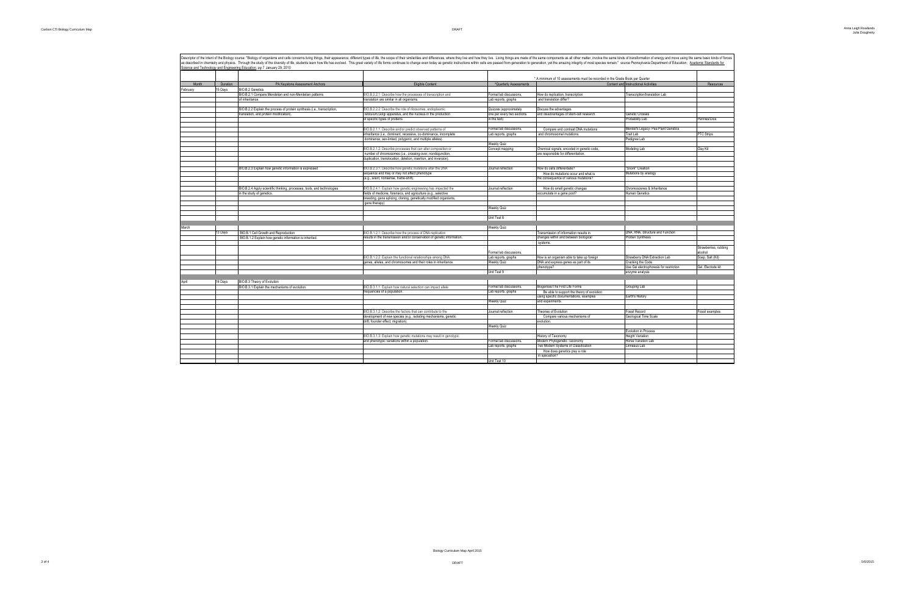Descriptor of the intent of the Biology course: "Biology of organisms and cells concerns living things, their appearance, different types of life, the scope of their similarities and differences, where they live and how they live. Living things are made of the same components as all other matter, involve the same kinds of transformation of energy and move using the same basic kinds of forces as described in chemistry and physics. Through the study of the diversity of life, students learn how life has evolved. This great variety of life forms continues to change even today as genetic instructions within cells are passed from generation to generation, yet the amazing integrity of most species remain." source Pennsylvania Department of Education; Academic Standards for Science and Technology and Engineering Education; pg 7 January 29, 2010

\* A minimum of 10 assessments must be recorded in the Grade Book per Quarter

| Month | Duration | PA Keystone Assessment Anchors | Eligible Content | \*Quarterly Assessments | Content and Instructional Activities | | Resources |
|---|---|---|---|---|---|---|---|
| February | 15 Days | BIO.B.2 Genetics | | | | | |
| | | BIO.B.2.1 Compare Mendelian and non-Mendelian patterns of inheritance. | BIO.B.2.2.1: Describe how the processes of transcription and translation are similar in all organisms. | Formal lab discussions, Lab reports, graphs | How do replication, transcription and translation differ? | Transcription/translation Lab | |
| | | BIO.B.2.2 Explain the process of protein synthesis (i.e., transcription, translation, and protein modification). | BIO.B.2.2.2: Describe the role of ribosomes, endoplasmic reticulum,Golgi apparatus, and the nucleus in the production of specific types of proteins | Quizzes (approximately one per every two sections in the text) | Discuss the advantages and disadvantages of stem-cell research | Genetic Crosses Probability Lab | Pennies/Dice |
| | | | BIO.B.2.1.1: Describe and/or predict observed patterns of inheritance (i.e., dominant, recessive, co-dominance, incomplete dominance, sex-linked, polygenic, and multiple alleles). | Formal lab discussions, Lab reports, graphs | Compare and contrast DNA mutations and chromosomal mutations. | Mendel's Legacy- Pea Plant Genetics Trait Lab Pedigree Lab | PTC Strips |
| | | | | Weekly Quiz | | | |
| | | | BIO.B.2.1.2: Describe processes that can alter composition or number of chromosomes (i.e., crossing-over, nondisjunction, duplication, translocation, deletion, insertion, and inversion). | Concept mapping | Chemical signals, encoded in genetic code, are responsible for differentiation. | Modeling Lab | Clay Kit |
| | | BIO.B.2.3 Explain how genetic information is expressed | BIO.B.2.3.1: Describe how genetic mutations alter the DNA sequence and may or may not affect phenotype (e.g., silent, nonsense, frame-shift). | Journal reflection | How do cells differentiate? How do mutations occur and what is the consequence of various mutations? | "Snork" Creation Mutations by analogy | |
| | | BIO.B.2.4 Apply scientific thinking, processes, tools, and technologies in the study of genetics. | BIO.B.2.4.1: Explain how genetic engineering has impacted the fields of medicine, forensics, and agriculture (e.g., selective breeding, gene splicing, cloning, genetically modified organisms, gene therapy). | Journal reflection | How do small genetic changes accumulate in a gene pool? | Chromosomes & Inheritance Human Genetics | |
| | | | | Weekly Quiz | | | |
| | | | | Unit Test 8 | | | |
| March | | | | Weekly Quiz | | | |
| | 13 Days | BIO.B.1 Cell Growth and Reproduction | BIO.B.1.2.1: Describe how the process of DNA replication results in the transmission and/or conservation of genetic information. | | Transmission of information results in changes within and between biological systems. | DNA, RNA, Structure and Function Protein Synthesis | |
| | | BIO.B.1.2 Explain how genetic information is inherited. | | | | | |
| | | | | Formal lab discussions, | | | Strawberries, rubbing alcohol |
| | | | BIO.B.1.2.2: Explain the functional relationships among DNA, genes, alleles, and chromosomes and their roles in inheritance. | Lab reports, graphs Weekly Quiz | How is an organism able to take up foreign DNA and express genes as part of its phenotype? | Strawberry DNA Extraction Lab Cracking the Code Use Gel electrophoresis for restriction enzyme analysis | Soap, Salt (Kit) Gel, Electode kit |
| | | | | Unit Test 9 | | | |
| April | 16 Days | BIO.B.3 Theory of Evolution | | | | | |
| | | BIO.B.3.1 Explain the mechanisms of evolution. | BIO.B.3.1.1: Explain how natural selection can impact allele frequencies of a population. | Formal lab discussions, Lab reports, graphs | Biogenesis/The First Life Forms Be able to support the theory of evolution using specific documentations, examples and experiments. | Grouping Lab Earth's History | |
| | | | | Weekly Quiz | | | |
| | | | BIO.B.3.1.2: Describe the factors that can contribute to the development of new species (e.g., isolating mechanisms, genetic drift, founder effect, migration). | Journal reflection | Theories of Evolution Compare various mechanisms of evolution. | Fossil Record Geological Time Scale | Fossil examples |
| | | | | Weekly Quiz | | | |
| | | | BIO.B.3.1.3: Explain how genetic mutations may result in genotypic and phenotypic variations within a population. | Formal lab discussions, Lab reports, graphs | History of Taxonomy Modern Phylogenetic Taxonomy Two Modern Systems of Classification How does genetics play a role in speciation? | Evolution in Process Height Variation Horse Variation Lab Linneaus Lab | |
| | | | | Unit Test 10 | | | |

Biology Curriculum Map April 2015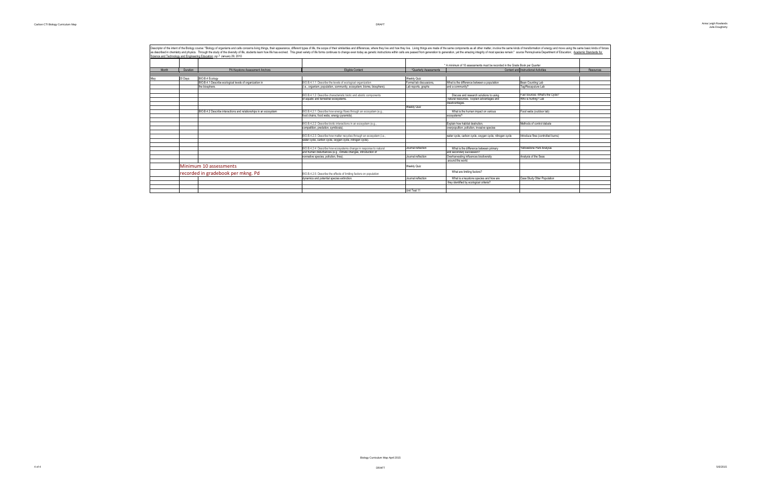Descriptor of the intent of the Biology course: "Biology of organisms and cells concerns living things, their appearance, different types of life, the scope of their similarities and differences, where they live and how they live. Living things are made of the same components as all other matter, involve the same kinds of transformation of energy and move using the same basic kinds of forces as described in chemistry and physics. Through the study of the diversity of life, students learn how life has evolved. This great variety of life forms continues to change even today as genetic instructions within cells are passed from generation to generation, yet the amazing integrity of most species remain." source Pennsylvania Department of Education; Academic Standards for Science and Technology and Engineering Education, pg 7 January 29, 2010

| Month | Duration | PA Keystone Assessment Anchors | Eligible Content | *Quarterly Assessments | Content and Instructional Activities | | Resources |
|---|---|---|---|---|---|---|---|
| | | | | * A minimum of 10 assessments must be recorded in the Grade Book per Quarter | | | |
| May | 20 Days | BIO.B.4 Ecology | | Weekly Quiz | | | |
| | | BIO.B.4.1 Describe ecological levels of organization in the biosphere. | BIO.B.4.1.1: Describe the levels of ecological organization (i.e., organism, population, community, ecosystem, biome, biosphere). | Formal lab discussions, Lab reports, graphs | What is the difference between a population and a community? | Bean Counting Lab<br>Tag/Recaputure Lab | |
| | | | BIO.B.4.1.2: Describe characteristic biotic and abiotic components of aquatic and terrestrial ecosystems. | | Discuss and research solutions to using natural resources. Explain advantages and disadvantages. | Fuel Sources -What's the Cycle?<br>Who is hurting? Lab | |
| | | | | Weekly Quiz | | | |
| | | BIO.B.4.2 Describe interactions and relationships in an ecosystem | BIO.B.4.2.1: Describe how energy flows through an ecosystem (e.g., food chains, food webs, energy pyramids). | | What is the human impact on various ecosystems? | Food webs (outdoor lab) | |
| | | | BIO.B.4.2.2: Describe biotic interactions in an ecosystem (e.g., competition, predation, symbiosis). | | Explain how habitat destruction, overpopultion, pollution, invasive species | Methods of control debate | |
| | | | BIO.B.4.2.3: Describe how matter recycles through an ecosystem (i.e., water cycle, carbon cycle, oxygen cycle, nitrogen cycle). | | water cycle, carbon cycle, oxygen cycle, nitrogen cycle | Introduce fires (controlled burns) | |
| | | | BIO.B.4.2.4: Describe how ecosystems change in response to natural and human disturbances (e.g., climate changes, introduction of nonnative species, pollution, fires). | Journal reflection | What is the difference between primary and secondary succession? | Yellowstone Park Analysis | |
| | | | | Journal reflection | Overharvesting influences biodiversity around the world. | Analysis of the Seas | |
| | Minimum 10 assessments recorded in gradebook per mkng. Pd | | BIO.B.4.2.5: Describe the effects of limiting factors on population dynamics and potential species extinction. | Weekly Quiz | What are limiting factors? | | |
| | | | | Journal reflection | What is a keystone species and how are they identified by ecological criteria? | Case Study Otter Population | |
| | | | | Unit Test 11 | | | |

Biology Curriculum Map April 2015